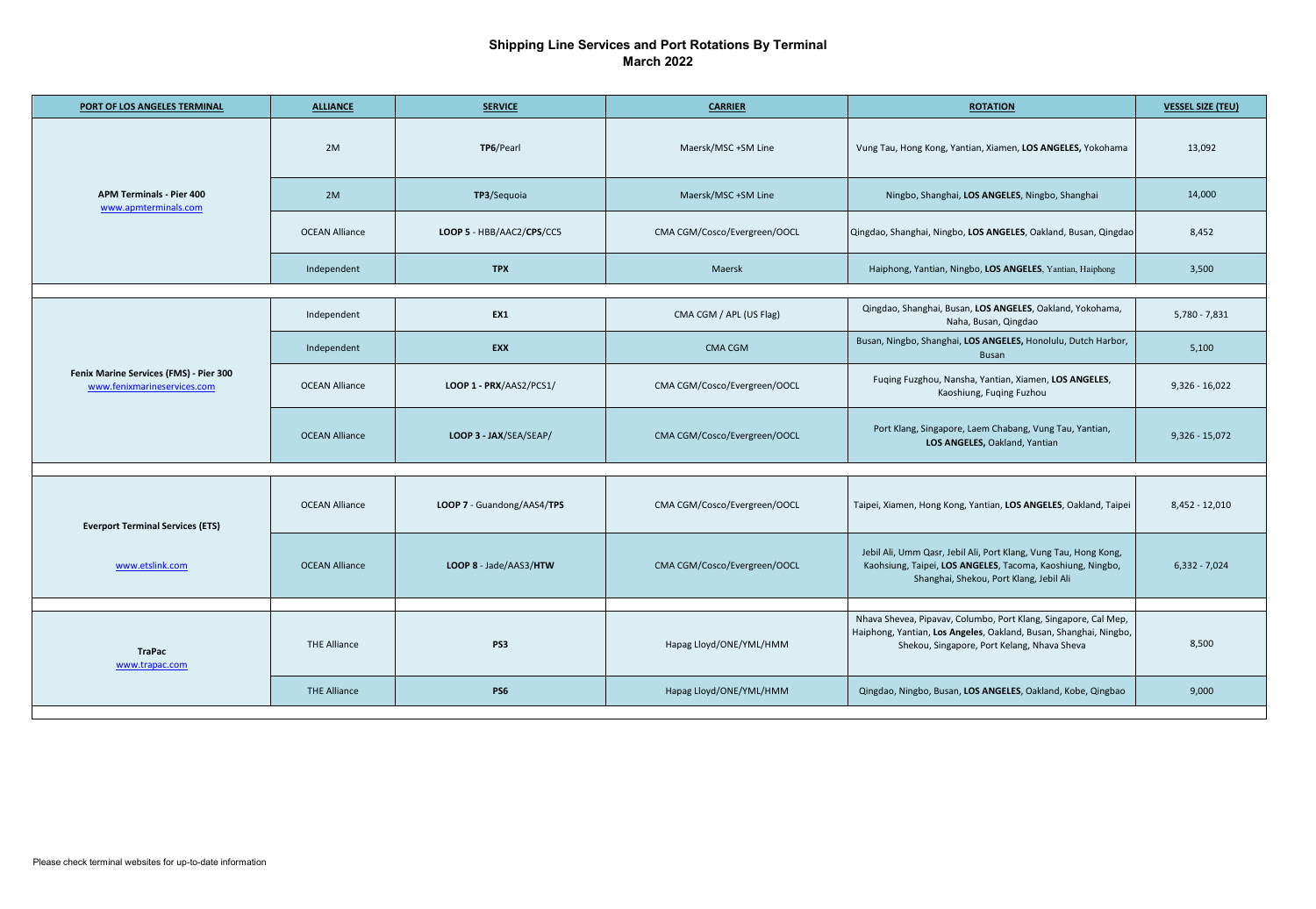# Shipping Line Services and Port Rotations By Terminal
## March 2022

| PORT OF LOS ANGELES TERMINAL | ALLIANCE | SERVICE | CARRIER | ROTATION | VESSEL SIZE (TEU) |
|---|---|---|---|---|---|
| APM Terminals - Pier 400 www.apmterminals.com | 2M | **TP6**/Pearl | Maersk/MSC +SM Line | Vung Tau, Hong Kong, Yantian, Xiamen, **LOS ANGELES,** Yokohama | 13,092 |
| | 2M | **TP3**/Sequoia | Maersk/MSC +SM Line | Ningbo, Shanghai, **LOS ANGELES**, Ningbo, Shanghai | 14,000 |
| | OCEAN Alliance | **LOOP 5** - HBB/AAC2/**CPS**/CC5 | CMA CGM/Cosco/Evergreen/OOCL | Qingdao, Shanghai, Ningbo, **LOS ANGELES**, Oakland, Busan, Qingdao | 8,452 |
| | Independent | **TPX** | Maersk | Haiphong, Yantian, Ningbo, **LOS ANGELES**, Yantian, Haiphong | 3,500 |
| Fenix Marine Services (FMS) - Pier 300 www.fenixmarineservices.com | Independent | **EX1** | CMA CGM / APL (US Flag) | Qingdao, Shanghai, Busan, **LOS ANGELES**, Oakland, Yokohama, Naha, Busan, Qingdao | 5,780 - 7,831 |
| | Independent | **EXX** | CMA CGM | Busan, Ningbo, Shanghai, **LOS ANGELES,** Honolulu, Dutch Harbor, Busan | 5,100 |
| | OCEAN Alliance | **LOOP 1 - PRX**/AAS2/PCS1/ | CMA CGM/Cosco/Evergreen/OOCL | Fuqing Fuzhou, Nansha, Yantian, Xiamen, **LOS ANGELES**, Kaoshiung, Fuqing Fuzhou | 9,326 - 16,022 |
| | OCEAN Alliance | **LOOP 3 - JAX**/SEA/SEAP/ | CMA CGM/Cosco/Evergreen/OOCL | Port Klang, Singapore, Laem Chabang, Vung Tau, Yantian, **LOS ANGELES,** Oakland, Yantian | 9,326 - 15,072 |
| Everport Terminal Services (ETS) www.etslink.com | OCEAN Alliance | **LOOP 7** - Guandong/AAS4/**TPS** | CMA CGM/Cosco/Evergreen/OOCL | Taipei, Xiamen, Hong Kong, Yantian, **LOS ANGELES**, Oakland, Taipei | 8,452 - 12,010 |
| | OCEAN Alliance | **LOOP 8** - Jade/AAS3/**HTW** | CMA CGM/Cosco/Evergreen/OOCL | Jebil Ali, Umm Qasr, Jebil Ali, Port Klang, Vung Tau, Hong Kong, Kaohsiung, Taipei, **LOS ANGELES**, Tacoma, Kaoshiung, Ningbo, Shanghai, Shekou, Port Klang, Jebil Ali | 6,332 - 7,024 |
| TraPac www.trapac.com | THE Alliance | **PS3** | Hapag Lloyd/ONE/YML/HMM | Nhava Shevea, Pipavav, Columbo, Port Klang, Singapore, Cal Mep, Haiphong, Yantian, **Los Angeles**, Oakland, Busan, Shanghai, Ningbo, Shekou, Singapore, Port Kelang, Nhava Sheva | 8,500 |
| | THE Alliance | **PS6** | Hapag Lloyd/ONE/YML/HMM | Qingdao, Ningbo, Busan, **LOS ANGELES**, Oakland, Kobe, Qingbao | 9,000 |

Please check terminal websites for up-to-date information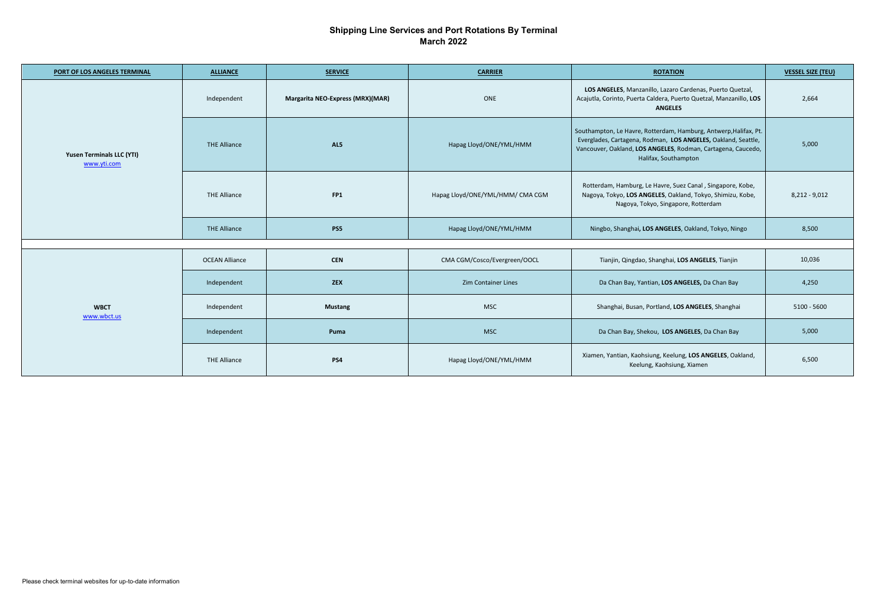# Shipping Line Services and Port Rotations By Terminal
## March 2022

| PORT OF LOS ANGELES TERMINAL | ALLIANCE | SERVICE | CARRIER | ROTATION | VESSEL SIZE (TEU) |
|---|---|---|---|---|---|
| **Yusen Terminals LLC (YTI)** www.yti.com | Independent | **Margarita NEO-Express (MRX)(MAR)** | ONE | **LOS ANGELES**, Manzanillo, Lazaro Cardenas, Puerto Quetzal, Acajutla, Corinto, Puerta Caldera, Puerto Quetzal, Manzanillo, **LOS ANGELES** | 2,664 |
| | THE Alliance | **AL5** | Hapag Lloyd/ONE/YML/HMM | Southampton, Le Havre, Rotterdam, Hamburg, Antwerp,Halifax, Pt. Everglades, Cartagena, Rodman, **LOS ANGELES,** Oakland, Seattle, Vancouver, Oakland, **LOS ANGELES**, Rodman, Cartagena, Caucedo, Halifax, Southampton | 5,000 |
| | THE Alliance | **FP1** | Hapag Lloyd/ONE/YML/HMM/ CMA CGM | Rotterdam, Hamburg, Le Havre, Suez Canal , Singapore, Kobe, Nagoya, Tokyo, **LOS ANGELES**, Oakland, Tokyo, Shimizu, Kobe, Nagoya, Tokyo, Singapore, Rotterdam | 8,212 - 9,012 |
| | THE Alliance | **PS5** | Hapag Lloyd/ONE/YML/HMM | Ningbo, Shanghai**, LOS ANGELES**, Oakland, Tokyo, Ningo | 8,500 |
| **WBCT** www.wbct.us | OCEAN Alliance | **CEN** | CMA CGM/Cosco/Evergreen/OOCL | Tianjin, Qingdao, Shanghai, **LOS ANGELES**, Tianjin | 10,036 |
| | Independent | **ZEX** | Zim Container Lines | Da Chan Bay, Yantian, **LOS ANGELES,** Da Chan Bay | 4,250 |
| | Independent | **Mustang** | MSC | Shanghai, Busan, Portland, **LOS ANGELES**, Shanghai | 5100 - 5600 |
| | Independent | **Puma** | MSC | Da Chan Bay, Shekou, **LOS ANGELES**, Da Chan Bay | 5,000 |
| | THE Alliance | **PS4** | Hapag Lloyd/ONE/YML/HMM | Xiamen, Yantian, Kaohsiung, Keelung, **LOS ANGELES**, Oakland, Keelung, Kaohsiung, Xiamen | 6,500 |

Please check terminal websites for up-to-date information